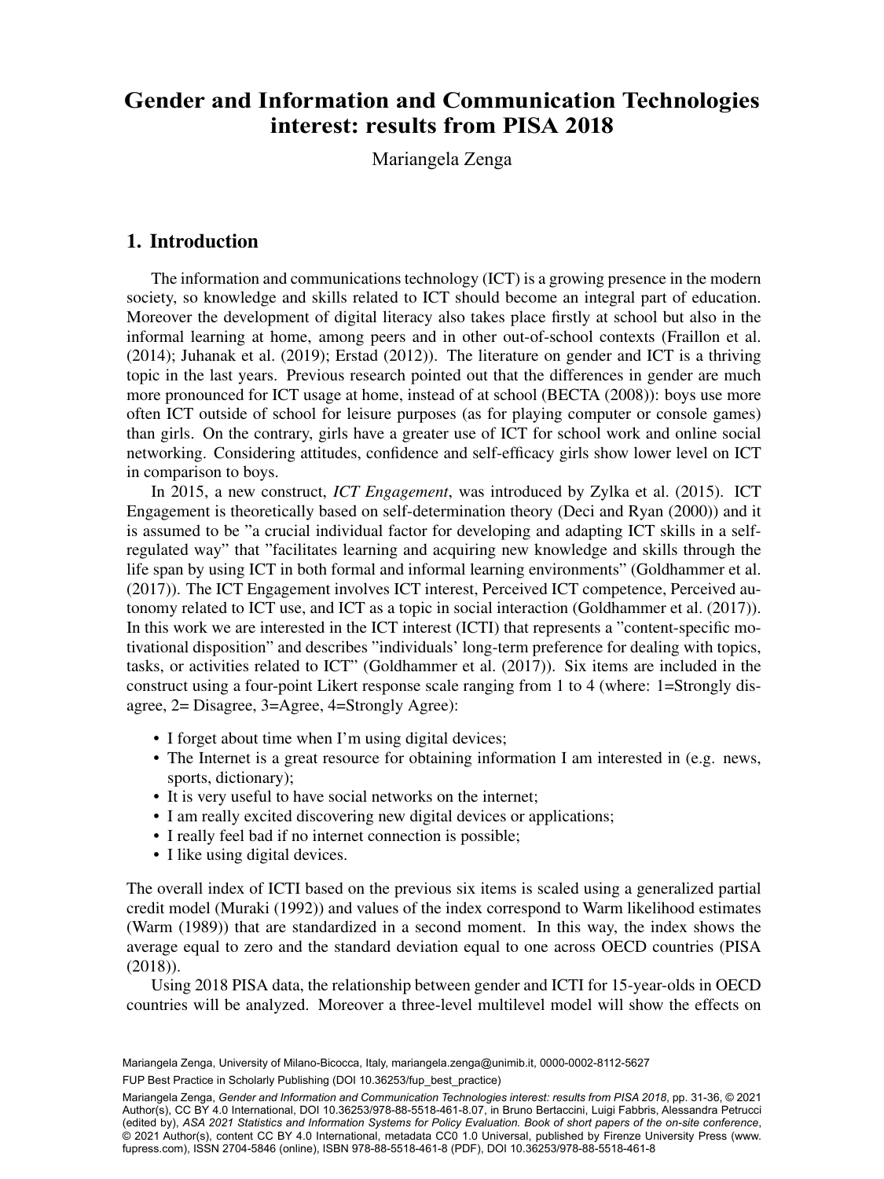# Gender and Information and Communication Technologies interest: results from PISA 2018

Mariangela Zenga

## 1. Introduction

The information and communications technology (ICT) is a growing presence in the modern society, so knowledge and skills related to ICT should become an integral part of education. Moreover the development of digital literacy also takes place firstly at school but also in the informal learning at home, among peers and in other out-of-school contexts (Fraillon et al. (2014); Juhanak et al. (2019); Erstad (2012)). The literature on gender and ICT is a thriving topic in the last years. Previous research pointed out that the differences in gender are much more pronounced for ICT usage at home, instead of at school (BECTA (2008)): boys use more often ICT outside of school for leisure purposes (as for playing computer or console games) than girls. On the contrary, girls have a greater use of ICT for school work and online social networking. Considering attitudes, confidence and self-efficacy girls show lower level on ICT in comparison to boys.

In 2015, a new construct, *ICT Engagement*, was introduced by Zylka et al. (2015). ICT Engagement is theoretically based on self-determination theory (Deci and Ryan (2000)) and it is assumed to be "a crucial individual factor for developing and adapting ICT skills in a self-regulated way" that "facilitates learning and acquiring new knowledge and skills through the life span by using ICT in both formal and informal learning environments" (Goldhammer et al. (2017)). The ICT Engagement involves ICT interest, Perceived ICT competence, Perceived autonomy related to ICT use, and ICT as a topic in social interaction (Goldhammer et al. (2017)). In this work we are interested in the ICT interest (ICTI) that represents a "content-specific motivational disposition" and describes "individuals' long-term preference for dealing with topics, tasks, or activities related to ICT" (Goldhammer et al. (2017)). Six items are included in the construct using a four-point Likert response scale ranging from 1 to 4 (where: 1=Strongly disagree, 2= Disagree, 3=Agree, 4=Strongly Agree):

- I forget about time when I'm using digital devices;
- The Internet is a great resource for obtaining information I am interested in (e.g. news, sports, dictionary);
- It is very useful to have social networks on the internet;
- I am really excited discovering new digital devices or applications;
- I really feel bad if no internet connection is possible;
- I like using digital devices.

The overall index of ICTI based on the previous six items is scaled using a generalized partial credit model (Muraki (1992)) and values of the index correspond to Warm likelihood estimates (Warm (1989)) that are standardized in a second moment. In this way, the index shows the average equal to zero and the standard deviation equal to one across OECD countries (PISA (2018)).

Using 2018 PISA data, the relationship between gender and ICTI for 15-year-olds in OECD countries will be analyzed. Moreover a three-level multilevel model will show the effects on

Mariangela Zenga, University of Milano-Bicocca, Italy, mariangela.zenga@unimib.it, 0000-0002-8112-5627

FUP Best Practice in Scholarly Publishing (DOI 10.36253/fup_best_practice)

Mariangela Zenga, *Gender and Information and Communication Technologies interest: results from PISA 2018*, pp. 31-36, © 2021 Author(s), CC BY 4.0 International, DOI 10.36253/978-88-5518-461-8.07, in Bruno Bertaccini, Luigi Fabbris, Alessandra Petrucci (edited by), *ASA 2021 Statistics and Information Systems for Policy Evaluation. Book of short papers of the on-site conference*, © 2021 Author(s), content CC BY 4.0 International, metadata CC0 1.0 Universal, published by Firenze University Press (www.fupress.com), ISSN 2704-5846 (online), ISBN 978-88-5518-461-8 (PDF), DOI 10.36253/978-88-5518-461-8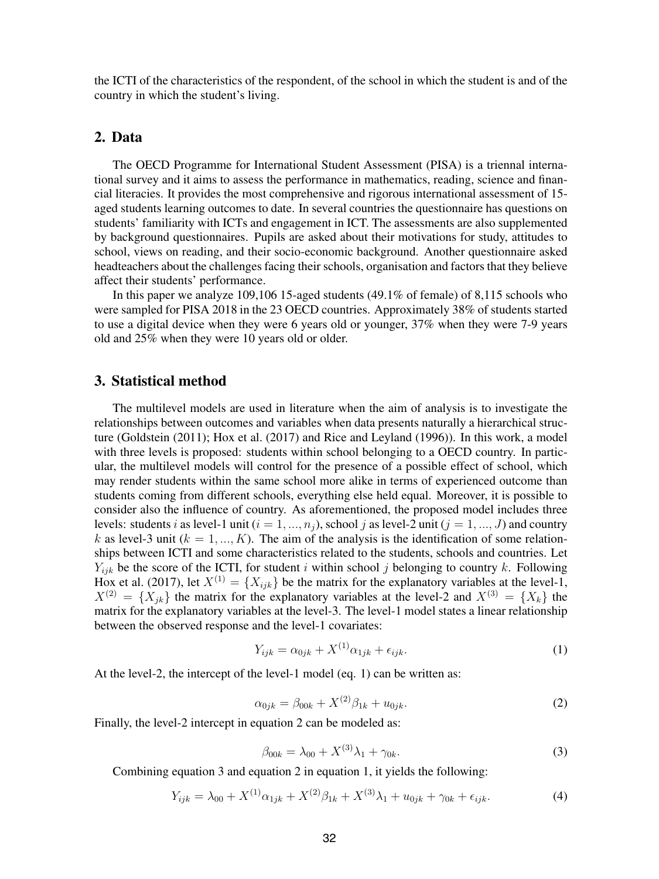the ICTI of the characteristics of the respondent, of the school in which the student is and of the country in which the student's living.

## 2. Data

The OECD Programme for International Student Assessment (PISA) is a triennal international survey and it aims to assess the performance in mathematics, reading, science and financial literacies. It provides the most comprehensive and rigorous international assessment of 15-aged students learning outcomes to date. In several countries the questionnaire has questions on students' familiarity with ICTs and engagement in ICT. The assessments are also supplemented by background questionnaires. Pupils are asked about their motivations for study, attitudes to school, views on reading, and their socio-economic background. Another questionnaire asked headteachers about the challenges facing their schools, organisation and factors that they believe affect their students' performance.

In this paper we analyze 109,106 15-aged students (49.1% of female) of 8,115 schools who were sampled for PISA 2018 in the 23 OECD countries. Approximately 38% of students started to use a digital device when they were 6 years old or younger, 37% when they were 7-9 years old and 25% when they were 10 years old or older.

## 3. Statistical method

The multilevel models are used in literature when the aim of analysis is to investigate the relationships between outcomes and variables when data presents naturally a hierarchical structure (Goldstein (2011); Hox et al. (2017) and Rice and Leyland (1996)). In this work, a model with three levels is proposed: students within school belonging to a OECD country. In particular, the multilevel models will control for the presence of a possible effect of school, which may render students within the same school more alike in terms of experienced outcome than students coming from different schools, everything else held equal. Moreover, it is possible to consider also the influence of country. As aforementioned, the proposed model includes three levels: students $i$ as level-1 unit ($i = 1, ..., n_j$), school $j$ as level-2 unit ($j = 1, ..., J$) and country $k$ as level-3 unit ($k = 1, ..., K$). The aim of the analysis is the identification of some relationships between ICTI and some characteristics related to the students, schools and countries. Let $Y_{ijk}$ be the score of the ICTI, for student $i$ within school $j$ belonging to country $k$. Following Hox et al. (2017), let $X^{(1)} = \{X_{ijk}\}$ be the matrix for the explanatory variables at the level-1, $X^{(2)} = \{X_{jk}\}$ the matrix for the explanatory variables at the level-2 and $X^{(3)} = \{X_k\}$ the matrix for the explanatory variables at the level-3. The level-1 model states a linear relationship between the observed response and the level-1 covariates:

$$Y_{ijk} = \alpha_{0jk} + X^{(1)}\alpha_{1jk} + \epsilon_{ijk}. \tag{1}$$

At the level-2, the intercept of the level-1 model (eq. 1) can be written as:

$$\alpha_{0jk} = \beta_{00k} + X^{(2)}\beta_{1k} + u_{0jk}. \tag{2}$$

Finally, the level-2 intercept in equation 2 can be modeled as:

$$\beta_{00k} = \lambda_{00} + X^{(3)}\lambda_1 + \gamma_{0k}. \tag{3}$$

Combining equation 3 and equation 2 in equation 1, it yields the following:

$$Y_{ijk} = \lambda_{00} + X^{(1)}\alpha_{1jk} + X^{(2)}\beta_{1k} + X^{(3)}\lambda_1 + u_{0jk} + \gamma_{0k} + \epsilon_{ijk}. \tag{4}$$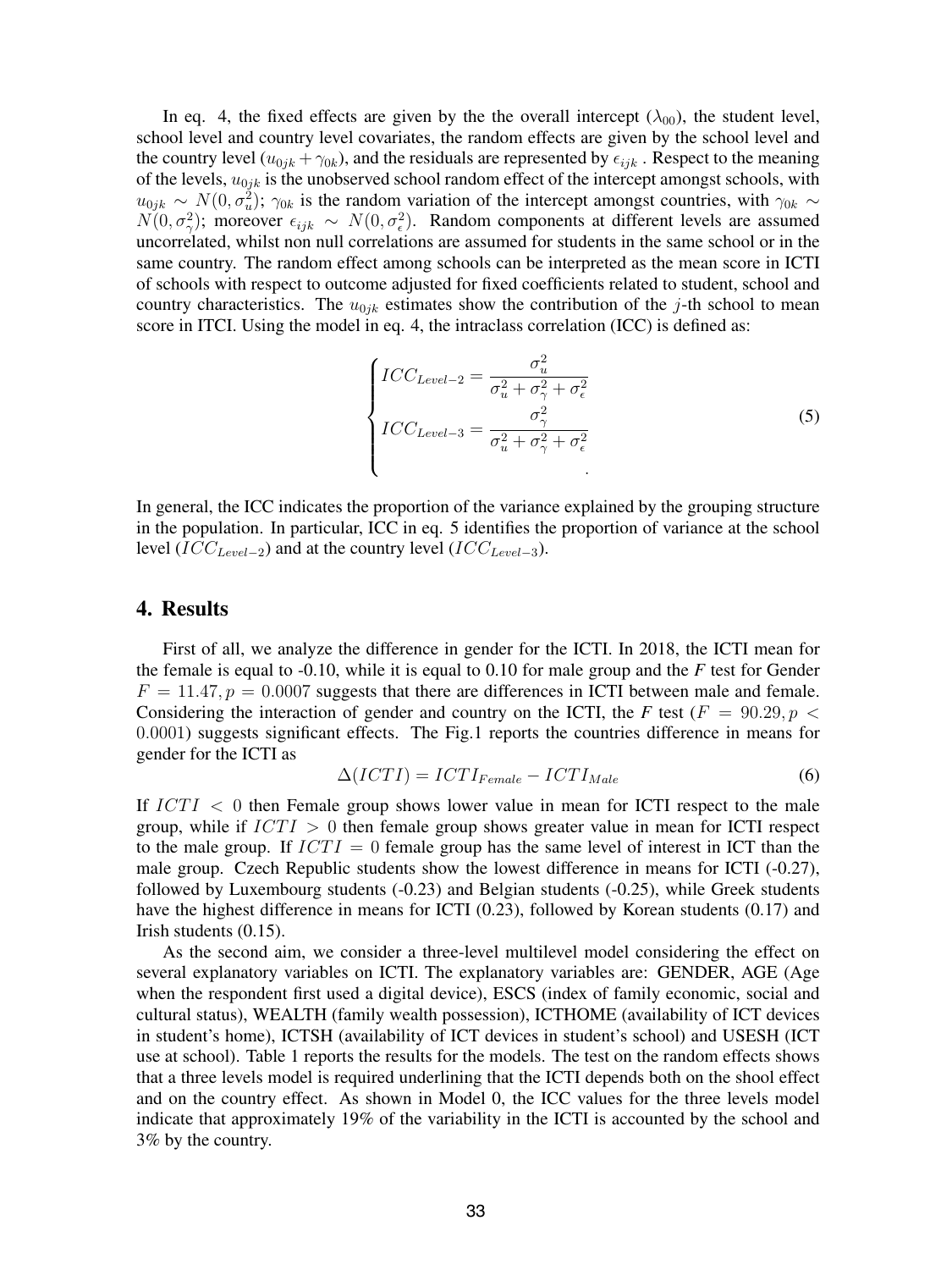In eq. 4, the fixed effects are given by the the overall intercept ($\lambda_{00}$), the student level, school level and country level covariates, the random effects are given by the school level and the country level ($u_{0jk} + \gamma_{0k}$), and the residuals are represented by $\epsilon_{ijk}$ . Respect to the meaning of the levels, $u_{0jk}$ is the unobserved school random effect of the intercept amongst schools, with $u_{0jk} \sim N(0, \sigma_u^2)$; $\gamma_{0k}$ is the random variation of the intercept amongst countries, with $\gamma_{0k} \sim N(0, \sigma_\gamma^2)$; moreover $\epsilon_{ijk} \sim N(0, \sigma_\epsilon^2)$. Random components at different levels are assumed uncorrelated, whilst non null correlations are assumed for students in the same school or in the same country. The random effect among schools can be interpreted as the mean score in ICTI of schools with respect to outcome adjusted for fixed coefficients related to student, school and country characteristics. The $u_{0jk}$ estimates show the contribution of the $j$-th school to mean score in ITCI. Using the model in eq. 4, the intraclass correlation (ICC) is defined as:

$$\begin{cases} ICC_{Level-2} = \dfrac{\sigma_u^2}{\sigma_u^2 + \sigma_\gamma^2 + \sigma_\epsilon^2} \\ ICC_{Level-3} = \dfrac{\sigma_\gamma^2}{\sigma_u^2 + \sigma_\gamma^2 + \sigma_\epsilon^2} \\ \qquad\qquad\qquad\qquad\qquad . \end{cases} \tag{5}$$

In general, the ICC indicates the proportion of the variance explained by the grouping structure in the population. In particular, ICC in eq. 5 identifies the proportion of variance at the school level ($ICC_{Level-2}$) and at the country level ($ICC_{Level-3}$).

## 4. Results

First of all, we analyze the difference in gender for the ICTI. In 2018, the ICTI mean for the female is equal to -0.10, while it is equal to 0.10 for male group and the *F* test for Gender $F = 11.47, p = 0.0007$ suggests that there are differences in ICTI between male and female. Considering the interaction of gender and country on the ICTI, the *F* test ($F = 90.29, p < 0.0001$) suggests significant effects. The Fig.1 reports the countries difference in means for gender for the ICTI as

$$\Delta(ICTI) = ICTI_{Female} - ICTI_{Male} \tag{6}$$

If $ICTI < 0$ then Female group shows lower value in mean for ICTI respect to the male group, while if $ICTI > 0$ then female group shows greater value in mean for ICTI respect to the male group. If $ICTI = 0$ female group has the same level of interest in ICT than the male group. Czech Republic students show the lowest difference in means for ICTI (-0.27), followed by Luxembourg students (-0.23) and Belgian students (-0.25), while Greek students have the highest difference in means for ICTI (0.23), followed by Korean students (0.17) and Irish students (0.15).

As the second aim, we consider a three-level multilevel model considering the effect on several explanatory variables on ICTI. The explanatory variables are: GENDER, AGE (Age when the respondent first used a digital device), ESCS (index of family economic, social and cultural status), WEALTH (family wealth possession), ICTHOME (availability of ICT devices in student's home), ICTSH (availability of ICT devices in student's school) and USESH (ICT use at school). Table 1 reports the results for the models. The test on the random effects shows that a three levels model is required underlining that the ICTI depends both on the shool effect and on the country effect. As shown in Model 0, the ICC values for the three levels model indicate that approximately 19% of the variability in the ICTI is accounted by the school and 3% by the country.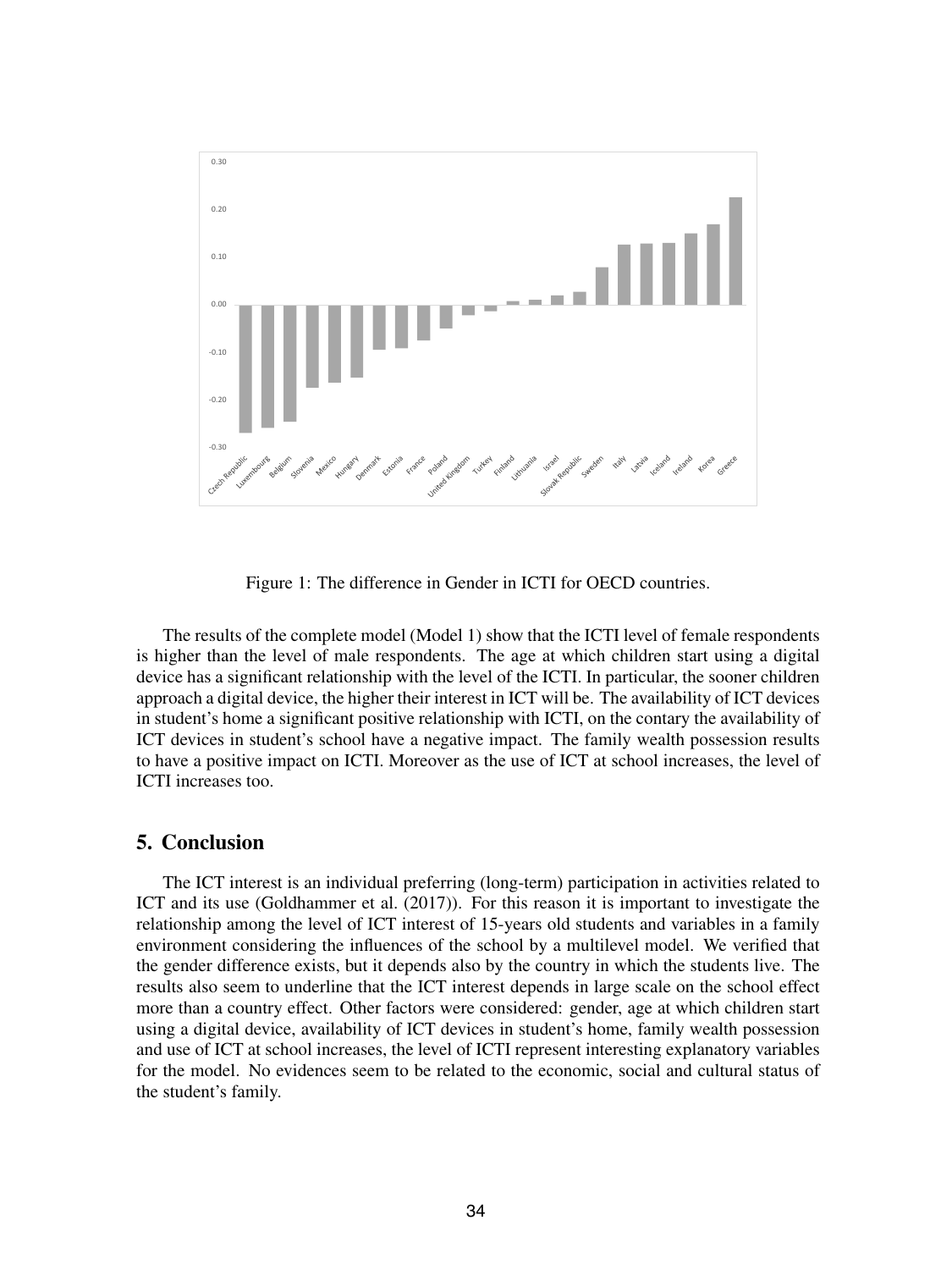Figure 1: The difference in Gender in ICTI for OECD countries.

The results of the complete model (Model 1) show that the ICTI level of female respondents is higher than the level of male respondents. The age at which children start using a digital device has a significant relationship with the level of the ICTI. In particular, the sooner children approach a digital device, the higher their interest in ICT will be. The availability of ICT devices in student's home a significant positive relationship with ICTI, on the contary the availability of ICT devices in student's school have a negative impact. The family wealth possession results to have a positive impact on ICTI. Moreover as the use of ICT at school increases, the level of ICTI increases too.

## 5. Conclusion

The ICT interest is an individual preferring (long-term) participation in activities related to ICT and its use (Goldhammer et al. (2017)). For this reason it is important to investigate the relationship among the level of ICT interest of 15-years old students and variables in a family environment considering the influences of the school by a multilevel model. We verified that the gender difference exists, but it depends also by the country in which the students live. The results also seem to underline that the ICT interest depends in large scale on the school effect more than a country effect. Other factors were considered: gender, age at which children start using a digital device, availability of ICT devices in student's home, family wealth possession and use of ICT at school increases, the level of ICTI represent interesting explanatory variables for the model. No evidences seem to be related to the economic, social and cultural status of the student's family.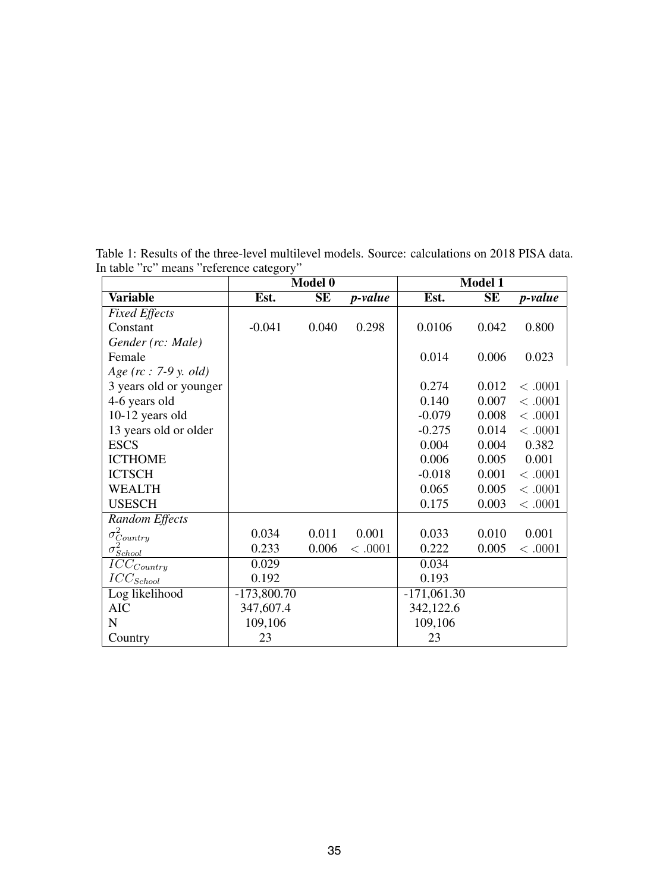Table 1: Results of the three-level multilevel models. Source: calculations on 2018 PISA data. In table "rc" means "reference category"

| | Model 0 | | | Model 1 | | |
|---|---|---|---|---|---|---|
| **Variable** | **Est.** | **SE** | ***p-value*** | **Est.** | **SE** | ***p-value*** |
| *Fixed Effects* | | | | | | |
| Constant | -0.041 | 0.040 | 0.298 | 0.0106 | 0.042 | 0.800 |
| *Gender (rc: Male)* | | | | | | |
| Female | | | | 0.014 | 0.006 | 0.023 |
| *Age (rc : 7-9 y. old)* | | | | | | |
| 3 years old or younger | | | | 0.274 | 0.012 | $< .0001$ |
| 4-6 years old | | | | 0.140 | 0.007 | $< .0001$ |
| 10-12 years old | | | | -0.079 | 0.008 | $< .0001$ |
| 13 years old or older | | | | -0.275 | 0.014 | $< .0001$ |
| ESCS | | | | 0.004 | 0.004 | 0.382 |
| ICTHOME | | | | 0.006 | 0.005 | 0.001 |
| ICTSCH | | | | -0.018 | 0.001 | $< .0001$ |
| WEALTH | | | | 0.065 | 0.005 | $< .0001$ |
| USESCH | | | | 0.175 | 0.003 | $< .0001$ |
| *Random Effects* | | | | | | |
| $\sigma^2_{Country}$ | 0.034 | 0.011 | 0.001 | 0.033 | 0.010 | 0.001 |
| $\sigma^2_{School}$ | 0.233 | 0.006 | $< .0001$ | 0.222 | 0.005 | $< .0001$ |
| $ICC_{Country}$ | 0.029 | | | 0.034 | | |
| $ICC_{School}$ | 0.192 | | | 0.193 | | |
| Log likelihood | -173,800.70 | | | -171,061.30 | | |
| AIC | 347,607.4 | | | 342,122.6 | | |
| N | 109,106 | | | 109,106 | | |
| Country | 23 | | | 23 | | |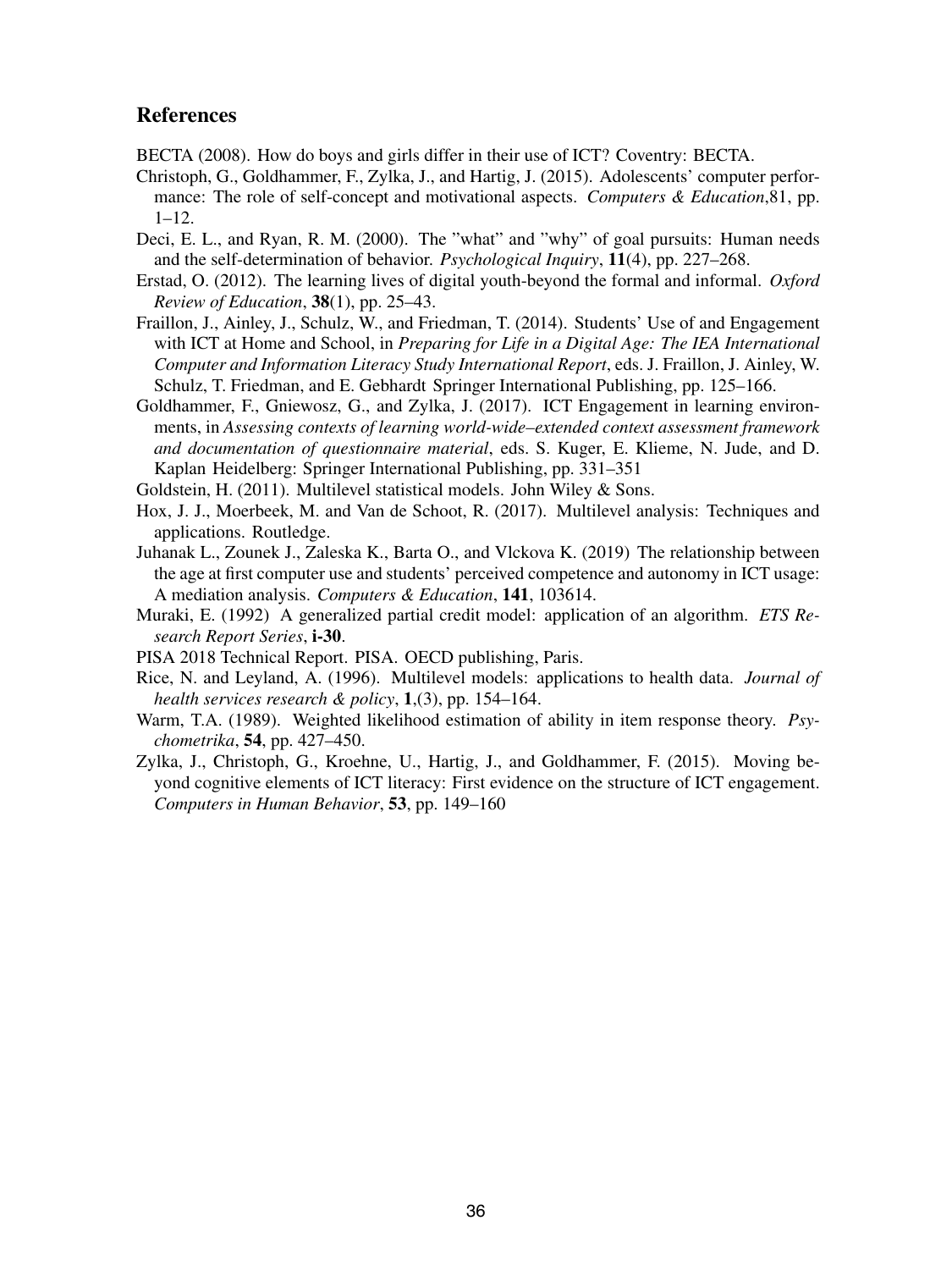## References

BECTA (2008). How do boys and girls differ in their use of ICT? Coventry: BECTA.

Christoph, G., Goldhammer, F., Zylka, J., and Hartig, J. (2015). Adolescents' computer performance: The role of self-concept and motivational aspects. *Computers & Education*,81, pp. 1–12.

Deci, E. L., and Ryan, R. M. (2000). The "what" and "why" of goal pursuits: Human needs and the self-determination of behavior. *Psychological Inquiry*, **11**(4), pp. 227–268.

Erstad, O. (2012). The learning lives of digital youth-beyond the formal and informal. *Oxford Review of Education*, **38**(1), pp. 25–43.

Fraillon, J., Ainley, J., Schulz, W., and Friedman, T. (2014). Students' Use of and Engagement with ICT at Home and School, in *Preparing for Life in a Digital Age: The IEA International Computer and Information Literacy Study International Report*, eds. J. Fraillon, J. Ainley, W. Schulz, T. Friedman, and E. Gebhardt Springer International Publishing, pp. 125–166.

Goldhammer, F., Gniewosz, G., and Zylka, J. (2017). ICT Engagement in learning environments, in *Assessing contexts of learning world-wide–extended context assessment framework and documentation of questionnaire material*, eds. S. Kuger, E. Klieme, N. Jude, and D. Kaplan Heidelberg: Springer International Publishing, pp. 331–351

Goldstein, H. (2011). Multilevel statistical models. John Wiley & Sons.

Hox, J. J., Moerbeek, M. and Van de Schoot, R. (2017). Multilevel analysis: Techniques and applications. Routledge.

Juhanak L., Zounek J., Zaleska K., Barta O., and Vlckova K. (2019) The relationship between the age at first computer use and students' perceived competence and autonomy in ICT usage: A mediation analysis. *Computers & Education*, **141**, 103614.

Muraki, E. (1992) A generalized partial credit model: application of an algorithm. *ETS Research Report Series*, **i-30**.

PISA 2018 Technical Report. PISA. OECD publishing, Paris.

Rice, N. and Leyland, A. (1996). Multilevel models: applications to health data. *Journal of health services research & policy*, **1**,(3), pp. 154–164.

Warm, T.A. (1989). Weighted likelihood estimation of ability in item response theory. *Psychometrika*, **54**, pp. 427–450.

Zylka, J., Christoph, G., Kroehne, U., Hartig, J., and Goldhammer, F. (2015). Moving beyond cognitive elements of ICT literacy: First evidence on the structure of ICT engagement. *Computers in Human Behavior*, **53**, pp. 149–160